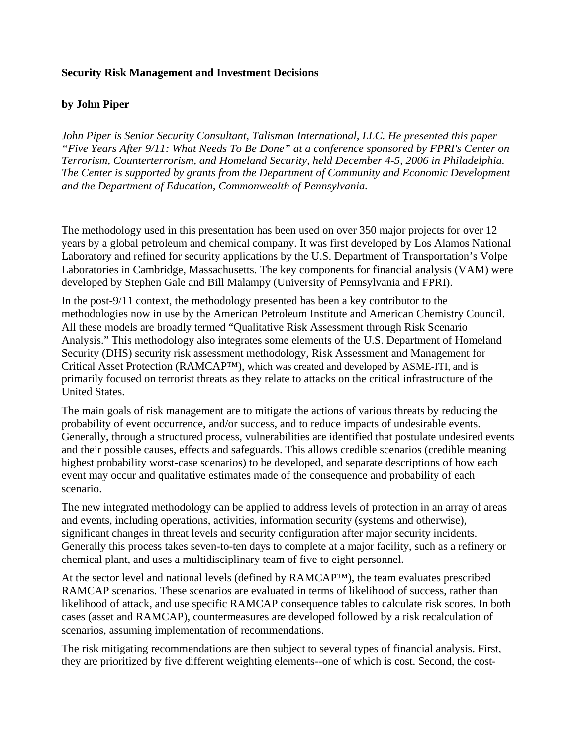**Security Risk Management and Investment Decisions**

**by John Piper**

*John Piper is Senior Security Consultant, Talisman International, LLC. He presented this paper "Five Years After 9/11: What Needs To Be Done" at a conference sponsored by FPRI's Center on Terrorism, Counterterrorism, and Homeland Security, held December 4-5, 2006 in Philadelphia. The Center is supported by grants from the Department of Community and Economic Development and the Department of Education, Commonwealth of Pennsylvania.*

The methodology used in this presentation has been used on over 350 major projects for over 12 years by a global petroleum and chemical company. It was first developed by Los Alamos National Laboratory and refined for security applications by the U.S. Department of Transportation's Volpe Laboratories in Cambridge, Massachusetts. The key components for financial analysis (VAM) were developed by Stephen Gale and Bill Malampy (University of Pennsylvania and FPRI).

In the post-9/11 context, the methodology presented has been a key contributor to the methodologies now in use by the American Petroleum Institute and American Chemistry Council. All these models are broadly termed "Qualitative Risk Assessment through Risk Scenario Analysis." This methodology also integrates some elements of the U.S. Department of Homeland Security (DHS) security risk assessment methodology, Risk Assessment and Management for Critical Asset Protection (RAMCAP™), which was created and developed by ASME-ITI, and is primarily focused on terrorist threats as they relate to attacks on the critical infrastructure of the United States.

The main goals of risk management are to mitigate the actions of various threats by reducing the probability of event occurrence, and/or success, and to reduce impacts of undesirable events. Generally, through a structured process, vulnerabilities are identified that postulate undesired events and their possible causes, effects and safeguards. This allows credible scenarios (credible meaning highest probability worst-case scenarios) to be developed, and separate descriptions of how each event may occur and qualitative estimates made of the consequence and probability of each scenario.

The new integrated methodology can be applied to address levels of protection in an array of areas and events, including operations, activities, information security (systems and otherwise), significant changes in threat levels and security configuration after major security incidents. Generally this process takes seven-to-ten days to complete at a major facility, such as a refinery or chemical plant, and uses a multidisciplinary team of five to eight personnel.

At the sector level and national levels (defined by RAMCAP™), the team evaluates prescribed RAMCAP scenarios. These scenarios are evaluated in terms of likelihood of success, rather than likelihood of attack, and use specific RAMCAP consequence tables to calculate risk scores. In both cases (asset and RAMCAP), countermeasures are developed followed by a risk recalculation of scenarios, assuming implementation of recommendations.

The risk mitigating recommendations are then subject to several types of financial analysis. First, they are prioritized by five different weighting elements--one of which is cost. Second, the cost-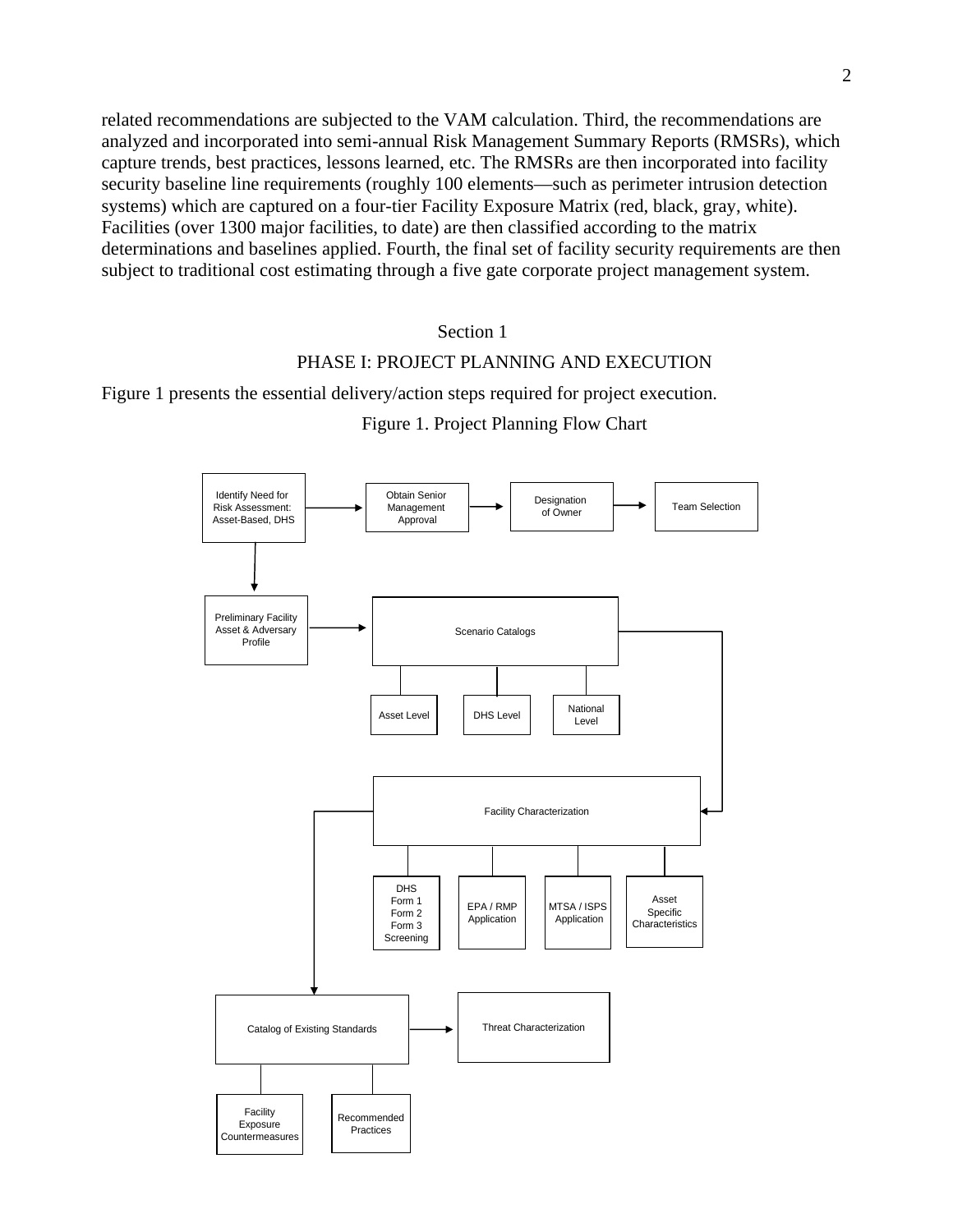related recommendations are subjected to the VAM calculation. Third, the recommendations are analyzed and incorporated into semi-annual Risk Management Summary Reports (RMSRs), which capture trends, best practices, lessons learned, etc. The RMSRs are then incorporated into facility security baseline line requirements (roughly 100 elements—such as perimeter intrusion detection systems) which are captured on a four-tier Facility Exposure Matrix (red, black, gray, white). Facilities (over 1300 major facilities, to date) are then classified according to the matrix determinations and baselines applied. Fourth, the final set of facility security requirements are then subject to traditional cost estimating through a five gate corporate project management system.

## Section 1

## PHASE I: PROJECT PLANNING AND EXECUTION

Figure 1 presents the essential delivery/action steps required for project execution.

Figure 1. Project Planning Flow Chart

Identify Need for Risk Assessment: Asset-Based, DHS → Obtain Senior Management Approval → Designation of Owner → Team Selection

Preliminary Facility Asset & Adversary Profile → Scenario Catalogs

- Asset Level
- DHS Level
- National Level

Facility Characterization

- DHS Form 1 Form 2 Form 3 Screening
- EPA / RMP Application
- MTSA / ISPS Application
- Asset Specific Characteristics

Catalog of Existing Standards → Threat Characterization

- Facility Exposure Countermeasures
- Recommended Practices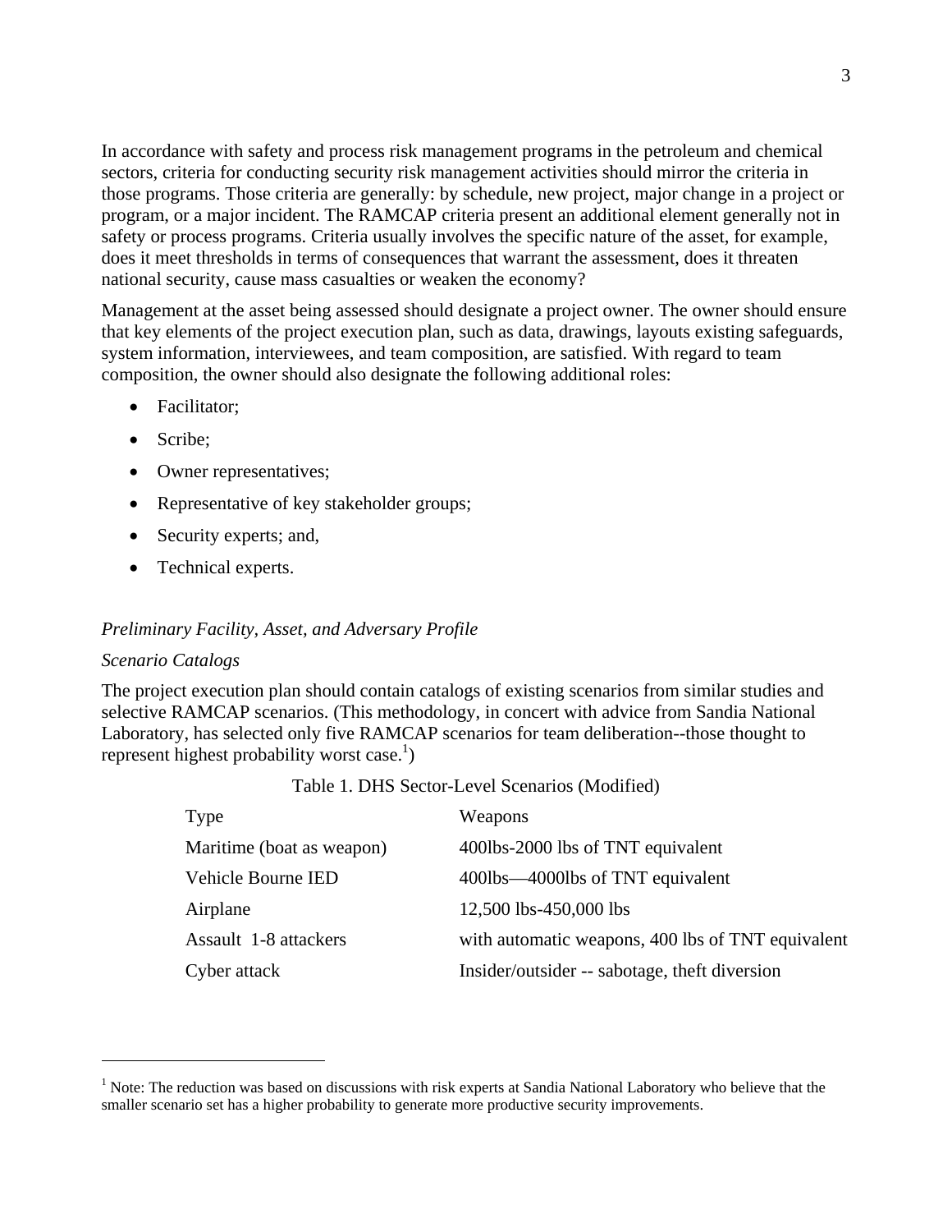In accordance with safety and process risk management programs in the petroleum and chemical sectors, criteria for conducting security risk management activities should mirror the criteria in those programs. Those criteria are generally: by schedule, new project, major change in a project or program, or a major incident. The RAMCAP criteria present an additional element generally not in safety or process programs. Criteria usually involves the specific nature of the asset, for example, does it meet thresholds in terms of consequences that warrant the assessment, does it threaten national security, cause mass casualties or weaken the economy?

Management at the asset being assessed should designate a project owner. The owner should ensure that key elements of the project execution plan, such as data, drawings, layouts existing safeguards, system information, interviewees, and team composition, are satisfied. With regard to team composition, the owner should also designate the following additional roles:

- Facilitator;
- Scribe;
- Owner representatives;
- Representative of key stakeholder groups;
- Security experts; and,
- Technical experts.

*Preliminary Facility, Asset, and Adversary Profile*

*Scenario Catalogs*

The project execution plan should contain catalogs of existing scenarios from similar studies and selective RAMCAP scenarios. (This methodology, in concert with advice from Sandia National Laboratory, has selected only five RAMCAP scenarios for team deliberation--those thought to represent highest probability worst case.[1])

Table 1. DHS Sector-Level Scenarios (Modified)

| Type | Weapons |
|---|---|
| Maritime (boat as weapon) | 400lbs-2000 lbs of TNT equivalent |
| Vehicle Bourne IED | 400lbs—4000lbs of TNT equivalent |
| Airplane | 12,500 lbs-450,000 lbs |
| Assault 1-8 attackers | with automatic weapons, 400 lbs of TNT equivalent |
| Cyber attack | Insider/outsider -- sabotage, theft diversion |

[1] Note: The reduction was based on discussions with risk experts at Sandia National Laboratory who believe that the smaller scenario set has a higher probability to generate more productive security improvements.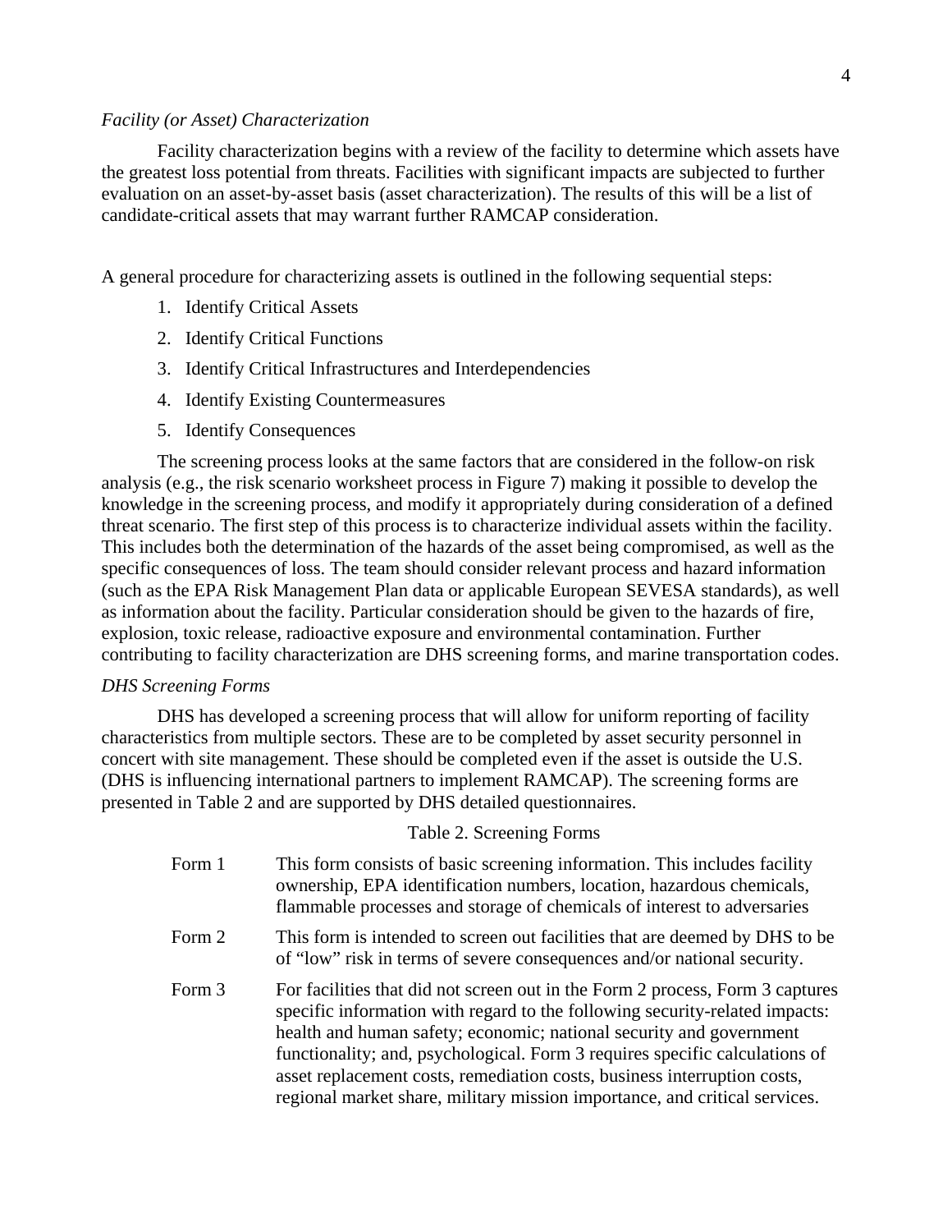*Facility (or Asset) Characterization*

Facility characterization begins with a review of the facility to determine which assets have the greatest loss potential from threats. Facilities with significant impacts are subjected to further evaluation on an asset-by-asset basis (asset characterization). The results of this will be a list of candidate-critical assets that may warrant further RAMCAP consideration.

A general procedure for characterizing assets is outlined in the following sequential steps:

1. Identify Critical Assets
2. Identify Critical Functions
3. Identify Critical Infrastructures and Interdependencies
4. Identify Existing Countermeasures
5. Identify Consequences

The screening process looks at the same factors that are considered in the follow-on risk analysis (e.g., the risk scenario worksheet process in Figure 7) making it possible to develop the knowledge in the screening process, and modify it appropriately during consideration of a defined threat scenario. The first step of this process is to characterize individual assets within the facility. This includes both the determination of the hazards of the asset being compromised, as well as the specific consequences of loss. The team should consider relevant process and hazard information (such as the EPA Risk Management Plan data or applicable European SEVESA standards), as well as information about the facility. Particular consideration should be given to the hazards of fire, explosion, toxic release, radioactive exposure and environmental contamination. Further contributing to facility characterization are DHS screening forms, and marine transportation codes.

*DHS Screening Forms*

DHS has developed a screening process that will allow for uniform reporting of facility characteristics from multiple sectors. These are to be completed by asset security personnel in concert with site management. These should be completed even if the asset is outside the U.S. (DHS is influencing international partners to implement RAMCAP). The screening forms are presented in Table 2 and are supported by DHS detailed questionnaires.

Table 2. Screening Forms

| | |
|---|---|
| Form 1 | This form consists of basic screening information. This includes facility ownership, EPA identification numbers, location, hazardous chemicals, flammable processes and storage of chemicals of interest to adversaries |
| Form 2 | This form is intended to screen out facilities that are deemed by DHS to be of "low" risk in terms of severe consequences and/or national security. |
| Form 3 | For facilities that did not screen out in the Form 2 process, Form 3 captures specific information with regard to the following security-related impacts: health and human safety; economic; national security and government functionality; and, psychological. Form 3 requires specific calculations of asset replacement costs, remediation costs, business interruption costs, regional market share, military mission importance, and critical services. |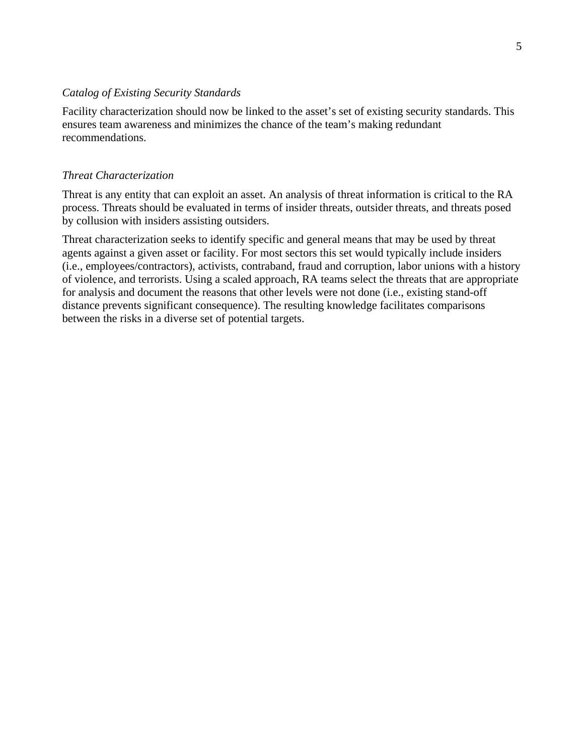*Catalog of Existing Security Standards*

Facility characterization should now be linked to the asset's set of existing security standards. This ensures team awareness and minimizes the chance of the team's making redundant recommendations.

*Threat Characterization*

Threat is any entity that can exploit an asset. An analysis of threat information is critical to the RA process. Threats should be evaluated in terms of insider threats, outsider threats, and threats posed by collusion with insiders assisting outsiders.

Threat characterization seeks to identify specific and general means that may be used by threat agents against a given asset or facility. For most sectors this set would typically include insiders (i.e., employees/contractors), activists, contraband, fraud and corruption, labor unions with a history of violence, and terrorists. Using a scaled approach, RA teams select the threats that are appropriate for analysis and document the reasons that other levels were not done (i.e., existing stand-off distance prevents significant consequence). The resulting knowledge facilitates comparisons between the risks in a diverse set of potential targets.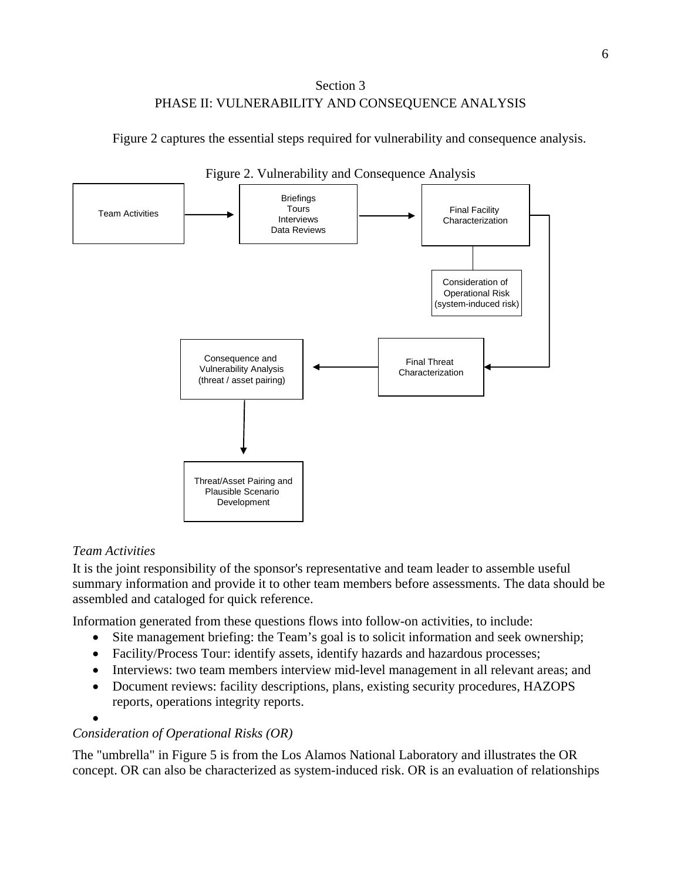## Section 3
## PHASE II: VULNERABILITY AND CONSEQUENCE ANALYSIS

Figure 2 captures the essential steps required for vulnerability and consequence analysis.

Figure 2. Vulnerability and Consequence Analysis

Team Activities → Briefings Tours Interviews Data Reviews → Final Facility Characterization → Final Threat Characterization → Consequence and Vulnerability Analysis (threat / asset pairing) → Threat/Asset Pairing and Plausible Scenario Development

Consideration of Operational Risk (system-induced risk)

*Team Activities*

It is the joint responsibility of the sponsor's representative and team leader to assemble useful summary information and provide it to other team members before assessments. The data should be assembled and cataloged for quick reference.

Information generated from these questions flows into follow-on activities, to include:

- Site management briefing: the Team's goal is to solicit information and seek ownership;
- Facility/Process Tour: identify assets, identify hazards and hazardous processes;
- Interviews: two team members interview mid-level management in all relevant areas; and
- Document reviews: facility descriptions, plans, existing security procedures, HAZOPS reports, operations integrity reports.

*Consideration of Operational Risks (OR)*

The "umbrella" in Figure 5 is from the Los Alamos National Laboratory and illustrates the OR concept. OR can also be characterized as system-induced risk. OR is an evaluation of relationships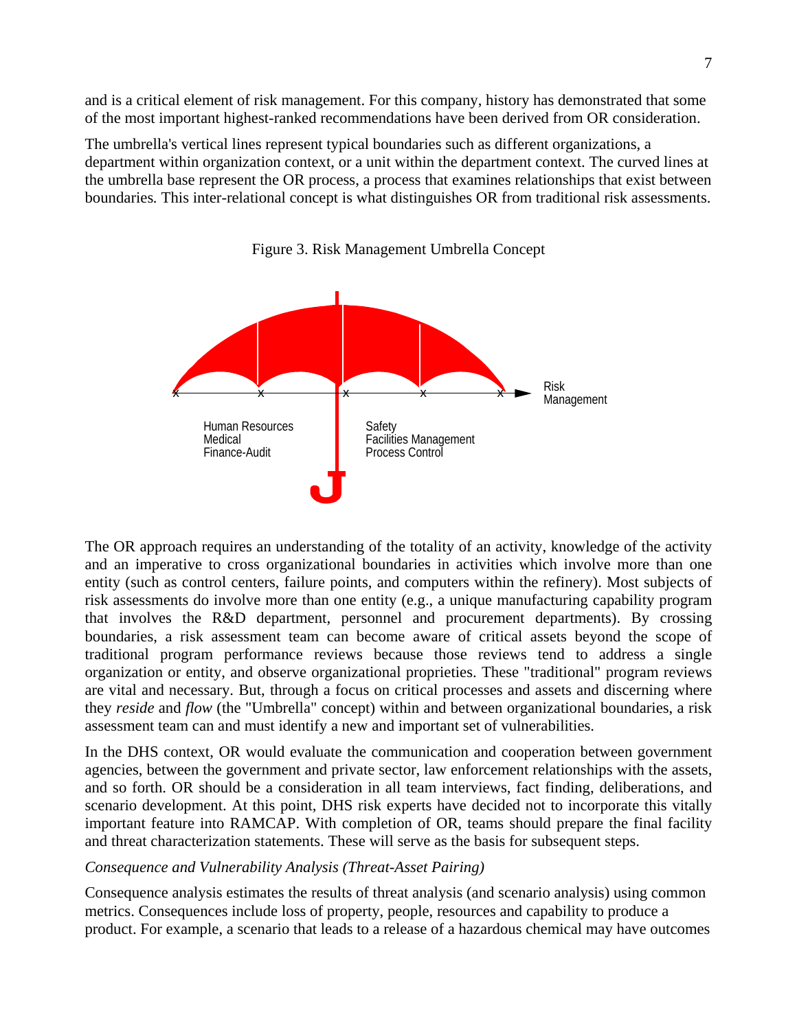and is a critical element of risk management. For this company, history has demonstrated that some of the most important highest-ranked recommendations have been derived from OR consideration.

The umbrella's vertical lines represent typical boundaries such as different organizations, a department within organization context, or a unit within the department context. The curved lines at the umbrella base represent the OR process, a process that examines relationships that exist between boundaries. This inter-relational concept is what distinguishes OR from traditional risk assessments.

Figure 3. Risk Management Umbrella Concept

Risk Management

Human Resources
Medical
Finance-Audit

Safety
Facilities Management
Process Control

The OR approach requires an understanding of the totality of an activity, knowledge of the activity and an imperative to cross organizational boundaries in activities which involve more than one entity (such as control centers, failure points, and computers within the refinery). Most subjects of risk assessments do involve more than one entity (e.g., a unique manufacturing capability program that involves the R&D department, personnel and procurement departments). By crossing boundaries, a risk assessment team can become aware of critical assets beyond the scope of traditional program performance reviews because those reviews tend to address a single organization or entity, and observe organizational proprieties. These "traditional" program reviews are vital and necessary. But, through a focus on critical processes and assets and discerning where they *reside* and *flow* (the "Umbrella" concept) within and between organizational boundaries, a risk assessment team can and must identify a new and important set of vulnerabilities.

In the DHS context, OR would evaluate the communication and cooperation between government agencies, between the government and private sector, law enforcement relationships with the assets, and so forth. OR should be a consideration in all team interviews, fact finding, deliberations, and scenario development. At this point, DHS risk experts have decided not to incorporate this vitally important feature into RAMCAP. With completion of OR, teams should prepare the final facility and threat characterization statements. These will serve as the basis for subsequent steps.

*Consequence and Vulnerability Analysis (Threat-Asset Pairing)*

Consequence analysis estimates the results of threat analysis (and scenario analysis) using common metrics. Consequences include loss of property, people, resources and capability to produce a product. For example, a scenario that leads to a release of a hazardous chemical may have outcomes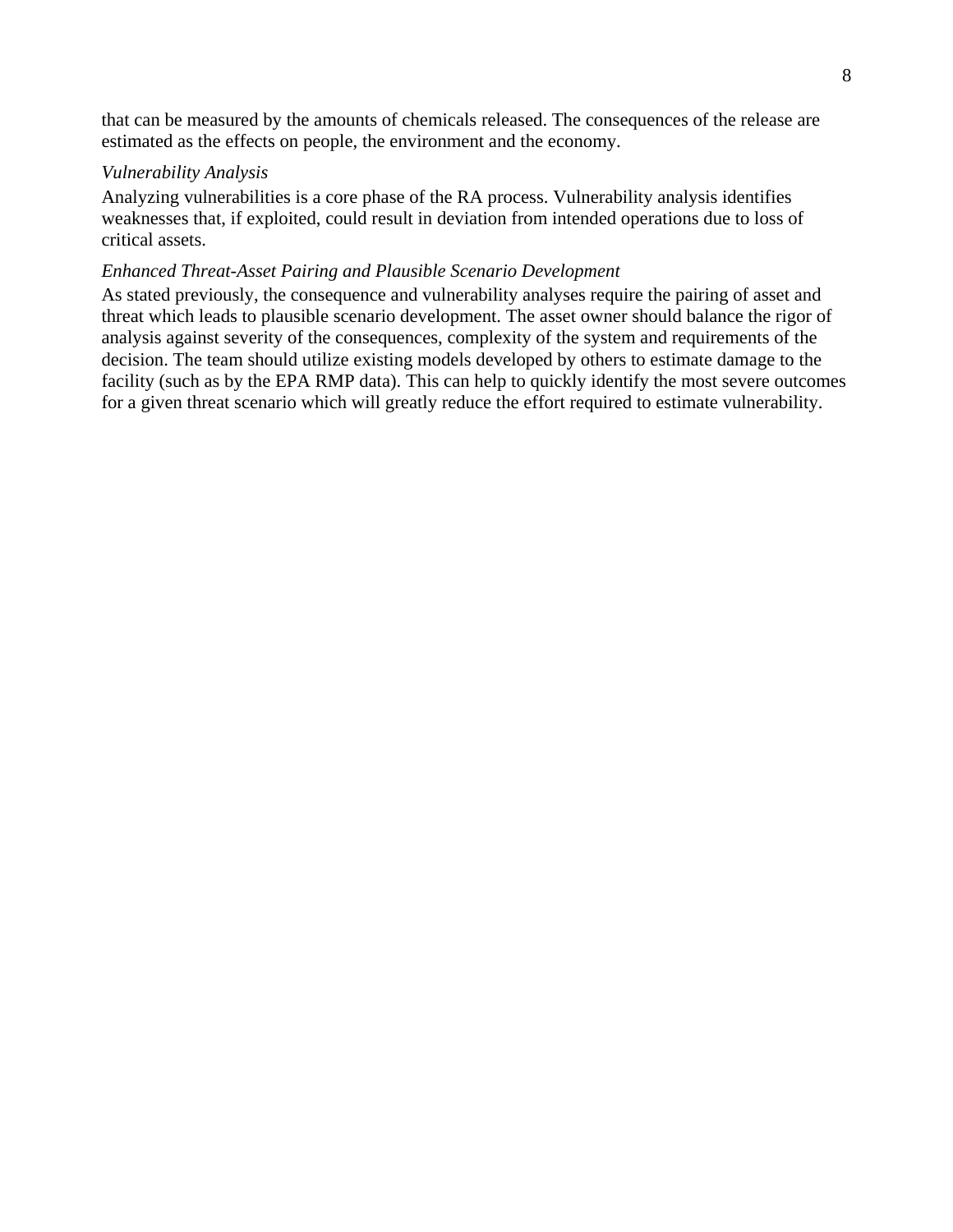that can be measured by the amounts of chemicals released. The consequences of the release are estimated as the effects on people, the environment and the economy.

*Vulnerability Analysis*

Analyzing vulnerabilities is a core phase of the RA process. Vulnerability analysis identifies weaknesses that, if exploited, could result in deviation from intended operations due to loss of critical assets.

*Enhanced Threat-Asset Pairing and Plausible Scenario Development*

As stated previously, the consequence and vulnerability analyses require the pairing of asset and threat which leads to plausible scenario development. The asset owner should balance the rigor of analysis against severity of the consequences, complexity of the system and requirements of the decision. The team should utilize existing models developed by others to estimate damage to the facility (such as by the EPA RMP data). This can help to quickly identify the most severe outcomes for a given threat scenario which will greatly reduce the effort required to estimate vulnerability.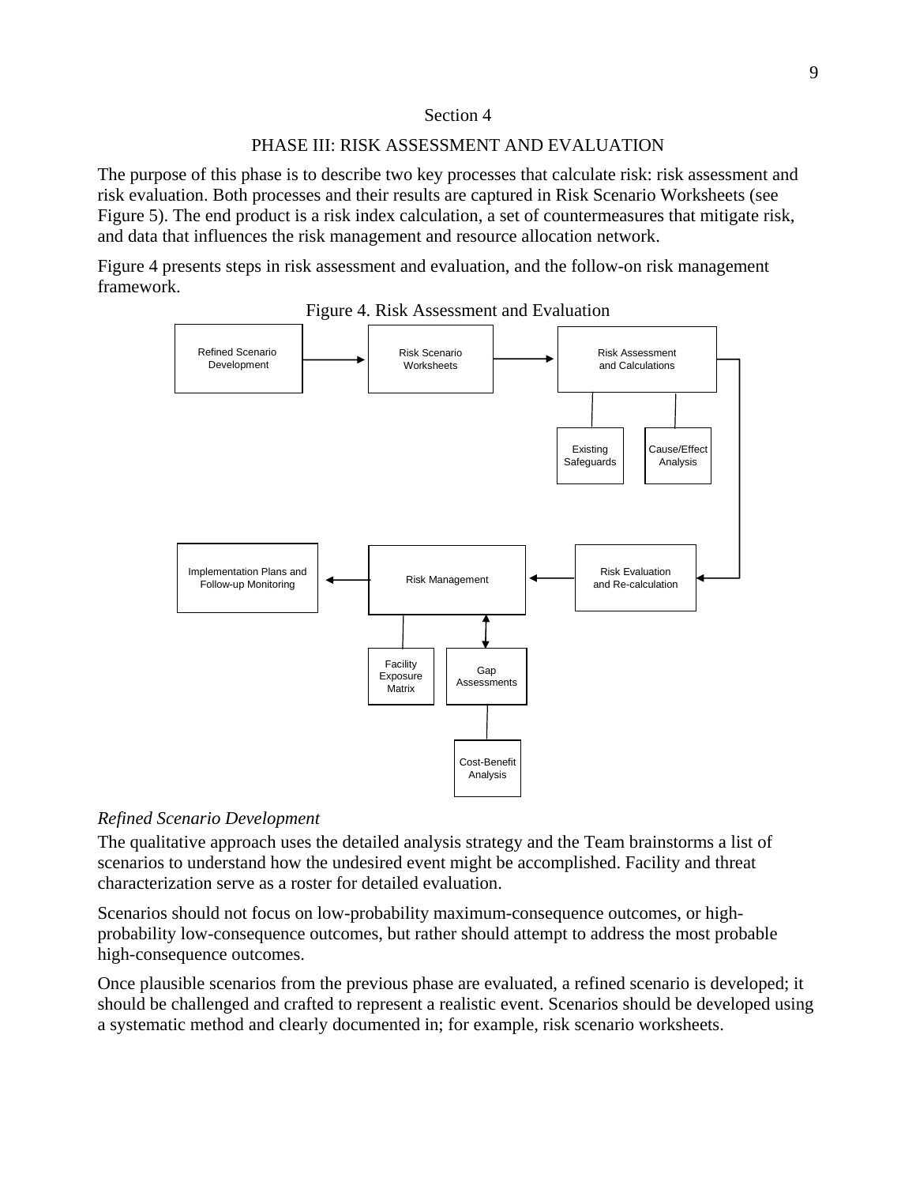Section 4

## PHASE III: RISK ASSESSMENT AND EVALUATION

The purpose of this phase is to describe two key processes that calculate risk: risk assessment and risk evaluation. Both processes and their results are captured in Risk Scenario Worksheets (see Figure 5). The end product is a risk index calculation, a set of countermeasures that mitigate risk, and data that influences the risk management and resource allocation network.

Figure 4 presents steps in risk assessment and evaluation, and the follow-on risk management framework.

Figure 4. Risk Assessment and Evaluation

Refined Scenario Development → Risk Scenario Worksheets → Risk Assessment and Calculations (Existing Safeguards; Cause/Effect Analysis) → Risk Evaluation and Re-calculation → Risk Management (Facility Exposure Matrix; Gap Assessments – Cost-Benefit Analysis) → Implementation Plans and Follow-up Monitoring

*Refined Scenario Development*

The qualitative approach uses the detailed analysis strategy and the Team brainstorms a list of scenarios to understand how the undesired event might be accomplished. Facility and threat characterization serve as a roster for detailed evaluation.

Scenarios should not focus on low-probability maximum-consequence outcomes, or high-probability low-consequence outcomes, but rather should attempt to address the most probable high-consequence outcomes.

Once plausible scenarios from the previous phase are evaluated, a refined scenario is developed; it should be challenged and crafted to represent a realistic event. Scenarios should be developed using a systematic method and clearly documented in; for example, risk scenario worksheets.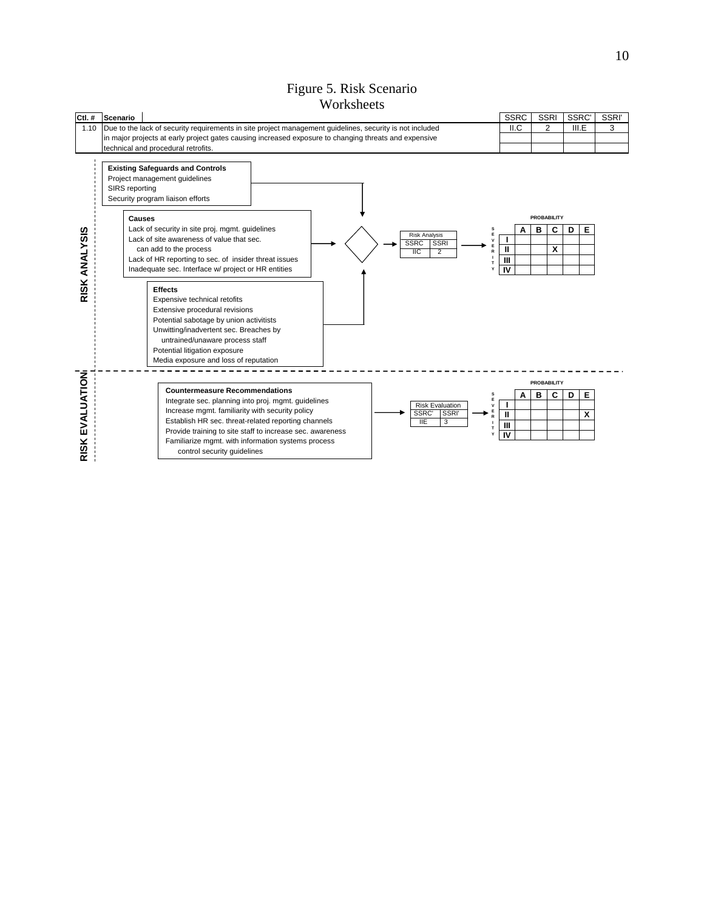# Figure 5. Risk Scenario Worksheets

| Ctl. # | Scenario | SSRC | SSRI | SSRC' | SSRI' |
|---|---|---|---|---|---|
| 1.10 | Due to the lack of security requirements in site project management guidelines, security is not included in major projects at early project gates causing increased exposure to changing threats and expensive technical and procedural retrofits. | II.C | 2 | III.E | 3 |

## RISK ANALYSIS

**Existing Safeguards and Controls**
- Project management guidelines
- SIRS reporting
- Security program liaison efforts

**Causes**
- Lack of security in site proj. mgmt. guidelines
- Lack of site awareness of value that sec. can add to the process
- Lack of HR reporting to sec. of insider threat issues
- Inadequate sec. Interface w/ project or HR entities

**Effects**
- Expensive technical retofits
- Extensive procedural revisions
- Potential sabotage by union activitists
- Unwitting/inadvertent sec. Breaches by untrained/unaware process staff
- Potential litigation exposure
- Media exposure and loss of reputation

| Risk Analysis | |
|---|---|
| SSRC | SSRI |
| IIC | 2 |

PROBABILITY

| SEVERITY | A | B | C | D | E |
|---|---|---|---|---|---|
| I | | | | | |
| II | | | X | | |
| III | | | | | |
| IV | | | | | |

## RISK EVALUATION

**Countermeasure Recommendations**
- Integrate sec. planning into proj. mgmt. guidelines
- Increase mgmt. familiarity with security policy
- Establish HR sec. threat-related reporting channels
- Provide training to site staff to increase sec. awareness
- Familiarize mgmt. with information systems process control security guidelines

| Risk Evaluation | |
|---|---|
| SSRC' | SSRI' |
| IIE | 3 |

PROBABILITY

| SEVERITY | A | B | C | D | E |
|---|---|---|---|---|---|
| I | | | | | |
| II | | | | | X |
| III | | | | | |
| IV | | | | | |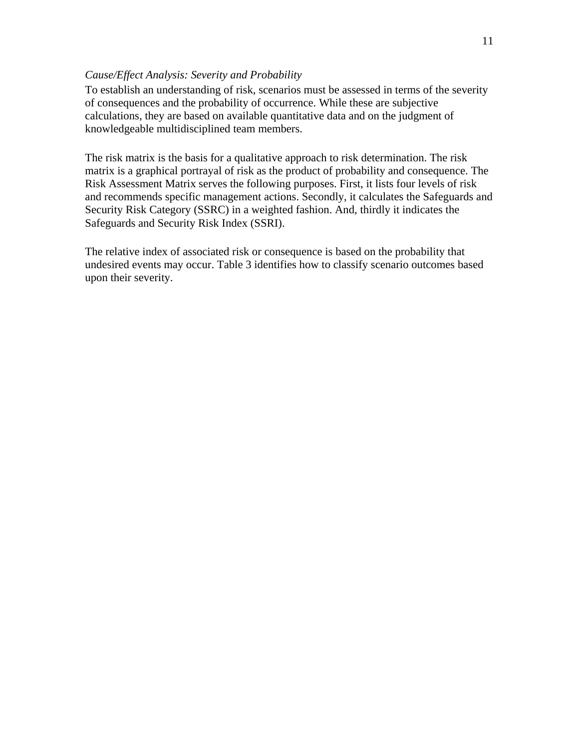*Cause/Effect Analysis: Severity and Probability*

To establish an understanding of risk, scenarios must be assessed in terms of the severity of consequences and the probability of occurrence. While these are subjective calculations, they are based on available quantitative data and on the judgment of knowledgeable multidisciplined team members.

The risk matrix is the basis for a qualitative approach to risk determination. The risk matrix is a graphical portrayal of risk as the product of probability and consequence. The Risk Assessment Matrix serves the following purposes. First, it lists four levels of risk and recommends specific management actions. Secondly, it calculates the Safeguards and Security Risk Category (SSRC) in a weighted fashion. And, thirdly it indicates the Safeguards and Security Risk Index (SSRI).

The relative index of associated risk or consequence is based on the probability that undesired events may occur. Table 3 identifies how to classify scenario outcomes based upon their severity.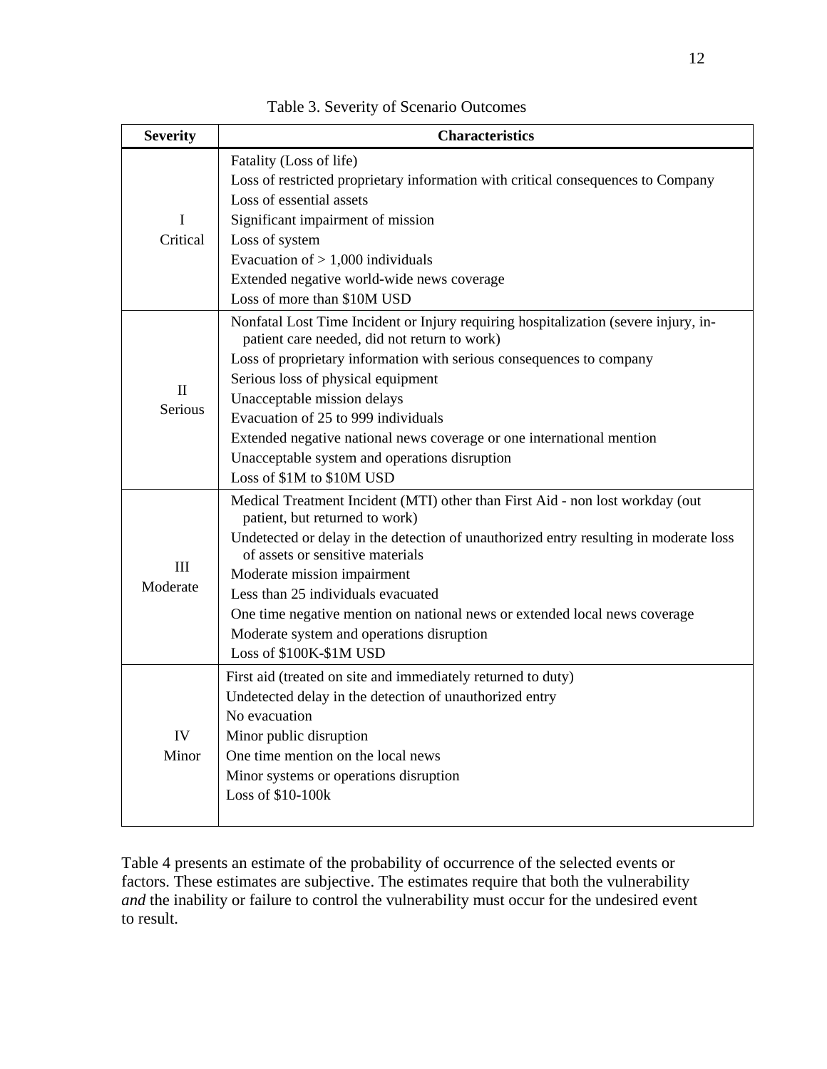Table 3. Severity of Scenario Outcomes

| Severity | Characteristics |
|---|---|
| I Critical | Fatality (Loss of life)<br>Loss of restricted proprietary information with critical consequences to Company<br>Loss of essential assets<br>Significant impairment of mission<br>Loss of system<br>Evacuation of > 1,000 individuals<br>Extended negative world-wide news coverage<br>Loss of more than $10M USD |
| II Serious | Nonfatal Lost Time Incident or Injury requiring hospitalization (severe injury, in-patient care needed, did not return to work)<br>Loss of proprietary information with serious consequences to company<br>Serious loss of physical equipment<br>Unacceptable mission delays<br>Evacuation of 25 to 999 individuals<br>Extended negative national news coverage or one international mention<br>Unacceptable system and operations disruption<br>Loss of $1M to $10M USD |
| III Moderate | Medical Treatment Incident (MTI) other than First Aid - non lost workday (out patient, but returned to work)<br>Undetected or delay in the detection of unauthorized entry resulting in moderate loss of assets or sensitive materials<br>Moderate mission impairment<br>Less than 25 individuals evacuated<br>One time negative mention on national news or extended local news coverage<br>Moderate system and operations disruption<br>Loss of $100K-$1M USD |
| IV Minor | First aid (treated on site and immediately returned to duty)<br>Undetected delay in the detection of unauthorized entry<br>No evacuation<br>Minor public disruption<br>One time mention on the local news<br>Minor systems or operations disruption<br>Loss of $10-100k |

Table 4 presents an estimate of the probability of occurrence of the selected events or factors. These estimates are subjective. The estimates require that both the vulnerability *and* the inability or failure to control the vulnerability must occur for the undesired event to result.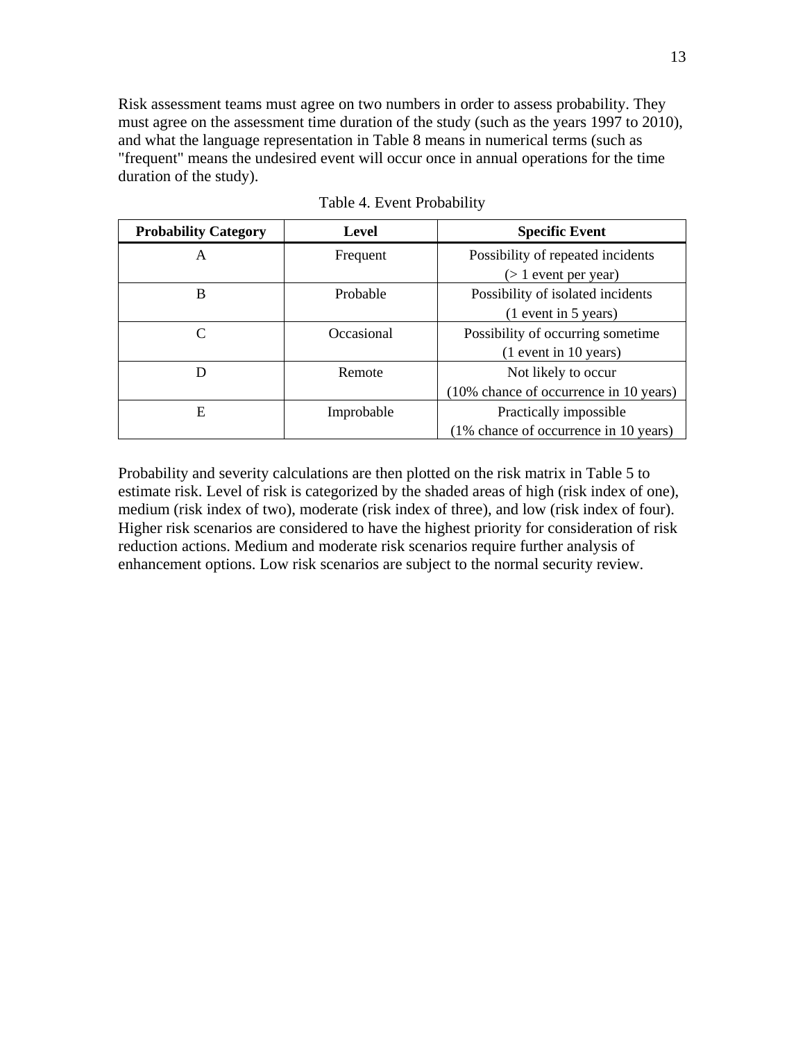Risk assessment teams must agree on two numbers in order to assess probability. They must agree on the assessment time duration of the study (such as the years 1997 to 2010), and what the language representation in Table 8 means in numerical terms (such as "frequent" means the undesired event will occur once in annual operations for the time duration of the study).

Table 4. Event Probability

| Probability Category | Level | Specific Event |
|---|---|---|
| A | Frequent | Possibility of repeated incidents (> 1 event per year) |
| B | Probable | Possibility of isolated incidents (1 event in 5 years) |
| C | Occasional | Possibility of occurring sometime (1 event in 10 years) |
| D | Remote | Not likely to occur (10% chance of occurrence in 10 years) |
| E | Improbable | Practically impossible (1% chance of occurrence in 10 years) |

Probability and severity calculations are then plotted on the risk matrix in Table 5 to estimate risk. Level of risk is categorized by the shaded areas of high (risk index of one), medium (risk index of two), moderate (risk index of three), and low (risk index of four). Higher risk scenarios are considered to have the highest priority for consideration of risk reduction actions. Medium and moderate risk scenarios require further analysis of enhancement options. Low risk scenarios are subject to the normal security review.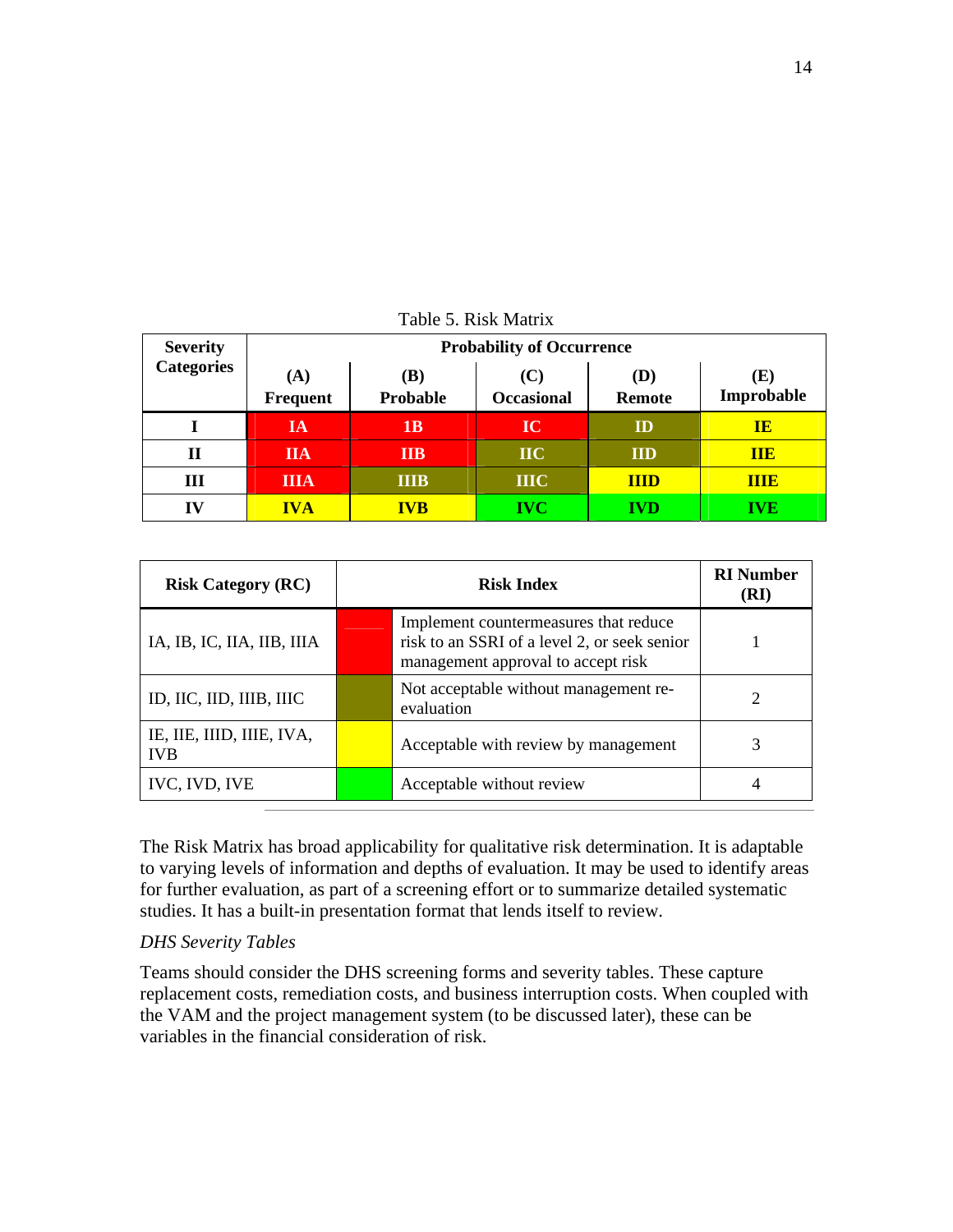Table 5. Risk Matrix

| Severity Categories | Probability of Occurrence | | | | |
|---|---|---|---|---|---|
| | **(A) Frequent** | **(B) Probable** | **(C) Occasional** | **(D) Remote** | **(E) Improbable** |
| **I** | **IA** | **1B** | **IC** | **ID** | **IE** |
| **II** | **IIA** | **IIB** | **IIC** | **IID** | **IIE** |
| **III** | **IIIA** | **IIIB** | **IIIC** | **IIID** | **IIIE** |
| **IV** | **IVA** | **IVB** | **IVC** | **IVD** | **IVE** |

| Risk Category (RC) | Risk Index | | RI Number (RI) |
|---|---|---|---|
| IA, IB, IC, IIA, IIB, IIIA | | Implement countermeasures that reduce risk to an SSRI of a level 2, or seek senior management approval to accept risk | 1 |
| ID, IIC, IID, IIIB, IIIC | | Not acceptable without management re-evaluation | 2 |
| IE, IIE, IIID, IIIE, IVA, IVB | | Acceptable with review by management | 3 |
| IVC, IVD, IVE | | Acceptable without review | 4 |

The Risk Matrix has broad applicability for qualitative risk determination. It is adaptable to varying levels of information and depths of evaluation. It may be used to identify areas for further evaluation, as part of a screening effort or to summarize detailed systematic studies. It has a built-in presentation format that lends itself to review.

*DHS Severity Tables*

Teams should consider the DHS screening forms and severity tables. These capture replacement costs, remediation costs, and business interruption costs. When coupled with the VAM and the project management system (to be discussed later), these can be variables in the financial consideration of risk.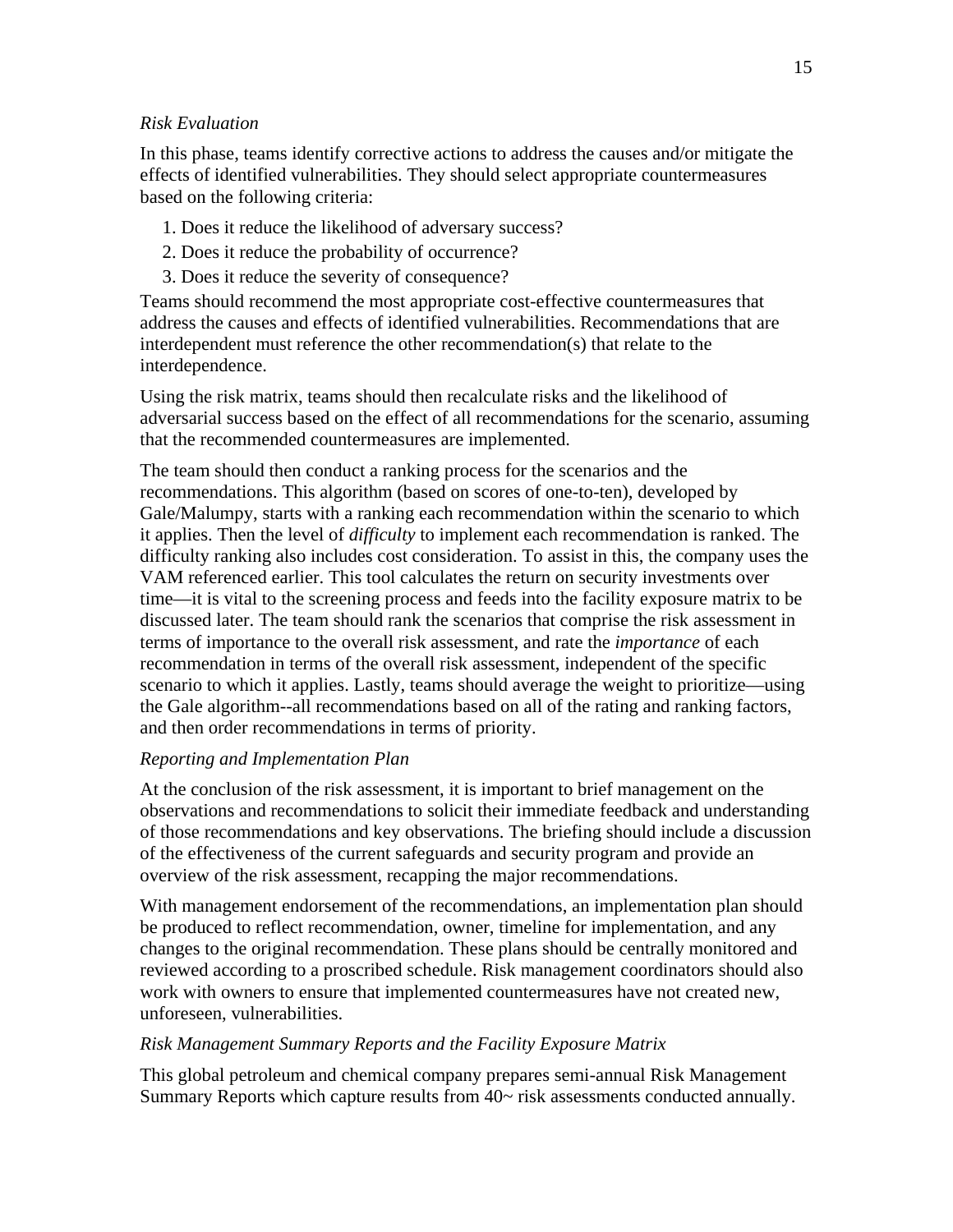*Risk Evaluation*

In this phase, teams identify corrective actions to address the causes and/or mitigate the effects of identified vulnerabilities. They should select appropriate countermeasures based on the following criteria:

1. Does it reduce the likelihood of adversary success?
2. Does it reduce the probability of occurrence?
3. Does it reduce the severity of consequence?

Teams should recommend the most appropriate cost-effective countermeasures that address the causes and effects of identified vulnerabilities. Recommendations that are interdependent must reference the other recommendation(s) that relate to the interdependence.

Using the risk matrix, teams should then recalculate risks and the likelihood of adversarial success based on the effect of all recommendations for the scenario, assuming that the recommended countermeasures are implemented.

The team should then conduct a ranking process for the scenarios and the recommendations. This algorithm (based on scores of one-to-ten), developed by Gale/Malumpy, starts with a ranking each recommendation within the scenario to which it applies. Then the level of *difficulty* to implement each recommendation is ranked. The difficulty ranking also includes cost consideration. To assist in this, the company uses the VAM referenced earlier. This tool calculates the return on security investments over time—it is vital to the screening process and feeds into the facility exposure matrix to be discussed later. The team should rank the scenarios that comprise the risk assessment in terms of importance to the overall risk assessment, and rate the *importance* of each recommendation in terms of the overall risk assessment, independent of the specific scenario to which it applies. Lastly, teams should average the weight to prioritize—using the Gale algorithm--all recommendations based on all of the rating and ranking factors, and then order recommendations in terms of priority.

*Reporting and Implementation Plan*

At the conclusion of the risk assessment, it is important to brief management on the observations and recommendations to solicit their immediate feedback and understanding of those recommendations and key observations. The briefing should include a discussion of the effectiveness of the current safeguards and security program and provide an overview of the risk assessment, recapping the major recommendations.

With management endorsement of the recommendations, an implementation plan should be produced to reflect recommendation, owner, timeline for implementation, and any changes to the original recommendation. These plans should be centrally monitored and reviewed according to a proscribed schedule. Risk management coordinators should also work with owners to ensure that implemented countermeasures have not created new, unforeseen, vulnerabilities.

*Risk Management Summary Reports and the Facility Exposure Matrix*

This global petroleum and chemical company prepares semi-annual Risk Management Summary Reports which capture results from 40~ risk assessments conducted annually.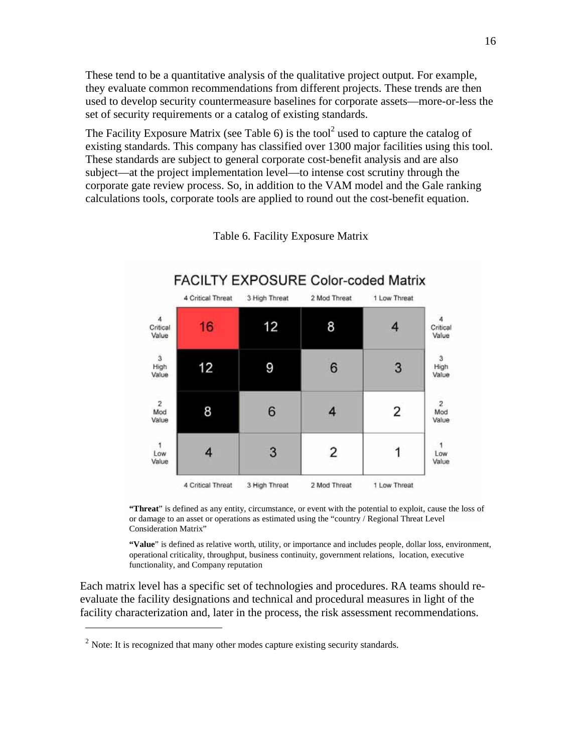These tend to be a quantitative analysis of the qualitative project output. For example, they evaluate common recommendations from different projects. These trends are then used to develop security countermeasure baselines for corporate assets—more-or-less the set of security requirements or a catalog of existing standards.

The Facility Exposure Matrix (see Table 6) is the tool[2] used to capture the catalog of existing standards. This company has classified over 1300 major facilities using this tool. These standards are subject to general corporate cost-benefit analysis and are also subject—at the project implementation level—to intense cost scrutiny through the corporate gate review process. So, in addition to the VAM model and the Gale ranking calculations tools, corporate tools are applied to round out the cost-benefit equation.

Table 6. Facility Exposure Matrix

**FACILTY EXPOSURE Color-coded Matrix**

| | 4 Critical Threat | 3 High Threat | 2 Mod Threat | 1 Low Threat | |
|---|---|---|---|---|---|
| 4 Critical Value | 16 | 12 | 8 | 4 | 4 Critical Value |
| 3 High Value | 12 | 9 | 6 | 3 | 3 High Value |
| 2 Mod Value | 8 | 6 | 4 | 2 | 2 Mod Value |
| 1 Low Value | 4 | 3 | 2 | 1 | 1 Low Value |
| | 4 Critical Threat | 3 High Threat | 2 Mod Threat | 1 Low Threat | |

**"Threat"** is defined as any entity, circumstance, or event with the potential to exploit, cause the loss of or damage to an asset or operations as estimated using the "country / Regional Threat Level Consideration Matrix"

**"Value"** is defined as relative worth, utility, or importance and includes people, dollar loss, environment, operational criticality, throughput, business continuity, government relations, location, executive functionality, and Company reputation

Each matrix level has a specific set of technologies and procedures. RA teams should re-evaluate the facility designations and technical and procedural measures in light of the facility characterization and, later in the process, the risk assessment recommendations.

---

[2] Note: It is recognized that many other modes capture existing security standards.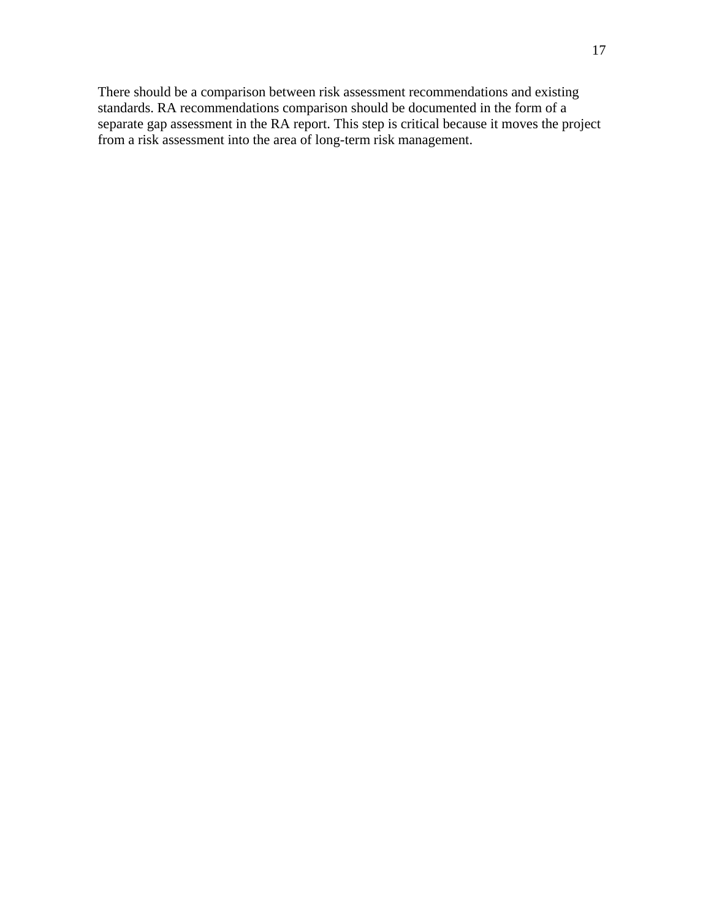There should be a comparison between risk assessment recommendations and existing standards. RA recommendations comparison should be documented in the form of a separate gap assessment in the RA report. This step is critical because it moves the project from a risk assessment into the area of long-term risk management.